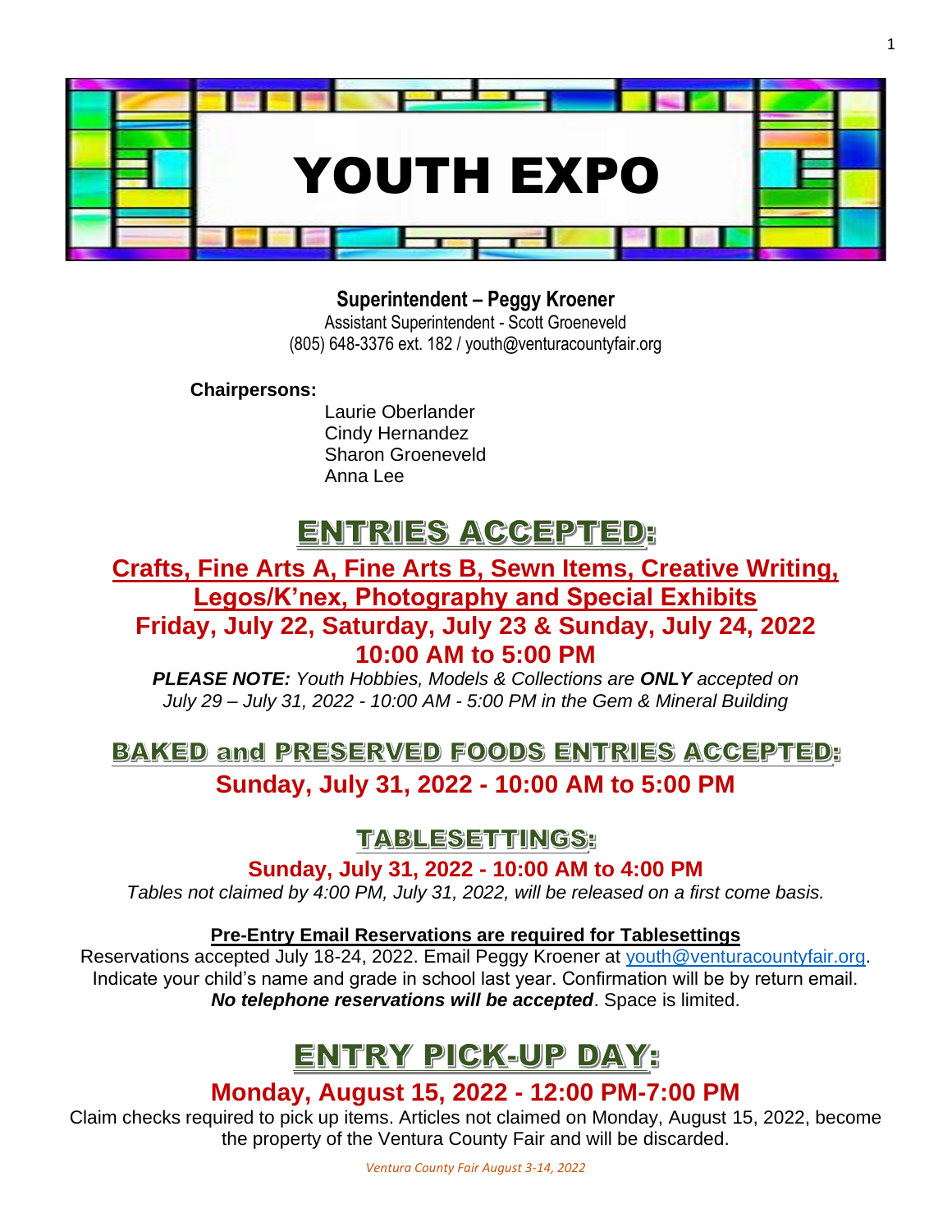# YOUTH EXPO

**Superintendent – Peggy Kroener**
Assistant Superintendent - Scott Groeneveld
(805) 648-3376 ext. 182 / youth@venturacountyfair.org

**Chairpersons:**

Laurie Oberlander
Cindy Hernandez
Sharon Groeneveld
Anna Lee

## ENTRIES ACCEPTED:

**Crafts, Fine Arts A, Fine Arts B, Sewn Items, Creative Writing, Legos/K'nex, Photography and Special Exhibits**
**Friday, July 22, Saturday, July 23 & Sunday, July 24, 2022**
**10:00 AM to 5:00 PM**

***PLEASE NOTE:*** *Youth Hobbies, Models & Collections are* ***ONLY*** *accepted on July 29 – July 31, 2022 - 10:00 AM - 5:00 PM in the Gem & Mineral Building*

## BAKED and PRESERVED FOODS ENTRIES ACCEPTED:

**Sunday, July 31, 2022 - 10:00 AM to 5:00 PM**

## TABLESETTINGS:

**Sunday, July 31, 2022 - 10:00 AM to 4:00 PM**

*Tables not claimed by 4:00 PM, July 31, 2022, will be released on a first come basis.*

**Pre-Entry Email Reservations are required for Tablesettings**

Reservations accepted July 18-24, 2022. Email Peggy Kroener at youth@venturacountyfair.org. Indicate your child's name and grade in school last year. Confirmation will be by return email. ***No telephone reservations will be accepted***. Space is limited.

## ENTRY PICK-UP DAY:

**Monday, August 15, 2022 - 12:00 PM-7:00 PM**

Claim checks required to pick up items. Articles not claimed on Monday, August 15, 2022, become the property of the Ventura County Fair and will be discarded.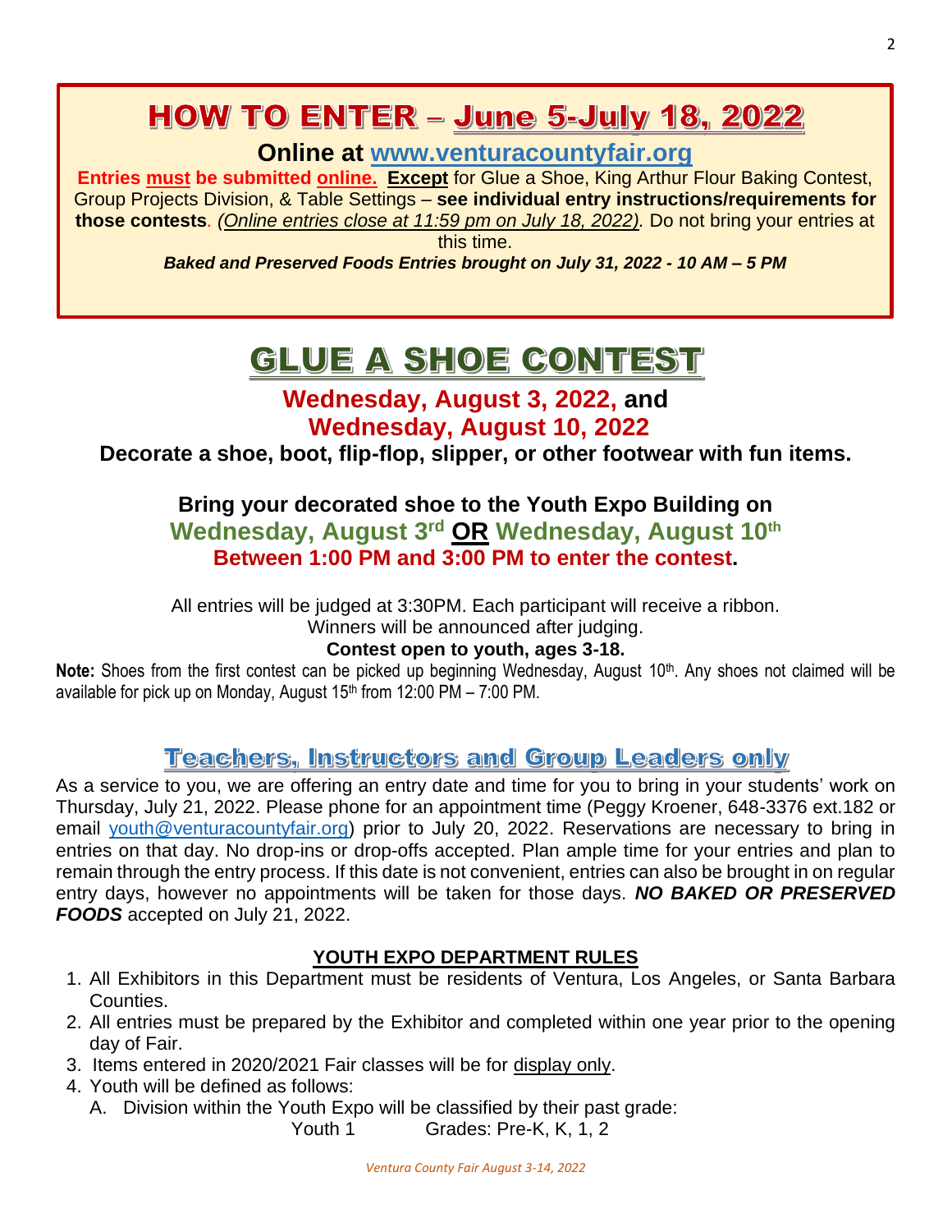# HOW TO ENTER – June 5-July 18, 2022

**Online at www.venturacountyfair.org**

**Entries must be submitted online. Except** for Glue a Shoe, King Arthur Flour Baking Contest, Group Projects Division, & Table Settings – **see individual entry instructions/requirements for those contests**. *(Online entries close at 11:59 pm on July 18, 2022).* Do not bring your entries at this time.

***Baked and Preserved Foods Entries brought on July 31, 2022 - 10 AM – 5 PM***

# GLUE A SHOE CONTEST

## Wednesday, August 3, 2022, and Wednesday, August 10, 2022

**Decorate a shoe, boot, flip-flop, slipper, or other footwear with fun items.**

**Bring your decorated shoe to the Youth Expo Building on**
**Wednesday, August 3rd OR Wednesday, August 10th**
**Between 1:00 PM and 3:00 PM to enter the contest.**

All entries will be judged at 3:30PM. Each participant will receive a ribbon.
Winners will be announced after judging.

**Contest open to youth, ages 3-18.**

**Note:** Shoes from the first contest can be picked up beginning Wednesday, August 10th. Any shoes not claimed will be available for pick up on Monday, August 15th from 12:00 PM – 7:00 PM.

## Teachers, Instructors and Group Leaders only

As a service to you, we are offering an entry date and time for you to bring in your students' work on Thursday, July 21, 2022. Please phone for an appointment time (Peggy Kroener, 648-3376 ext.182 or email youth@venturacountyfair.org) prior to July 20, 2022. Reservations are necessary to bring in entries on that day. No drop-ins or drop-offs accepted. Plan ample time for your entries and plan to remain through the entry process. If this date is not convenient, entries can also be brought in on regular entry days, however no appointments will be taken for those days. ***NO BAKED OR PRESERVED FOODS*** accepted on July 21, 2022.

### YOUTH EXPO DEPARTMENT RULES

1. All Exhibitors in this Department must be residents of Ventura, Los Angeles, or Santa Barbara Counties.
2. All entries must be prepared by the Exhibitor and completed within one year prior to the opening day of Fair.
3. Items entered in 2020/2021 Fair classes will be for display only.
4. Youth will be defined as follows:
   A. Division within the Youth Expo will be classified by their past grade:
      Youth 1 Grades: Pre-K, K, 1, 2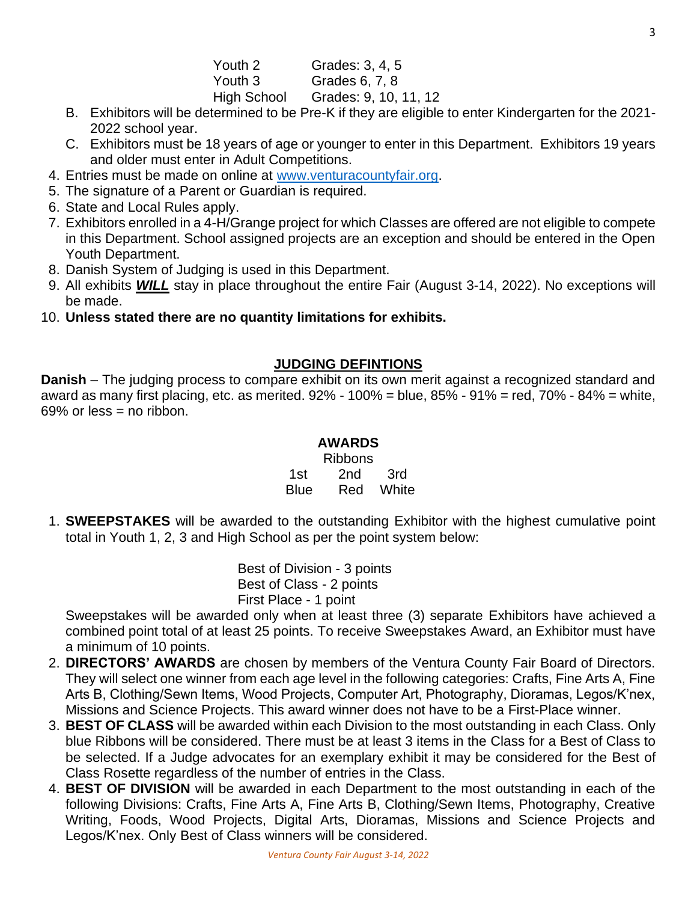| | |
|---|---|
| Youth 2 | Grades: 3, 4, 5 |
| Youth 3 | Grades 6, 7, 8 |
| High School | Grades: 9, 10, 11, 12 |

B. Exhibitors will be determined to be Pre-K if they are eligible to enter Kindergarten for the 2021-2022 school year.

C. Exhibitors must be 18 years of age or younger to enter in this Department. Exhibitors 19 years and older must enter in Adult Competitions.

4. Entries must be made on online at [www.venturacountyfair.org](http://www.venturacountyfair.org).
5. The signature of a Parent or Guardian is required.
6. State and Local Rules apply.
7. Exhibitors enrolled in a 4-H/Grange project for which Classes are offered are not eligible to compete in this Department. School assigned projects are an exception and should be entered in the Open Youth Department.
8. Danish System of Judging is used in this Department.
9. All exhibits ***WILL*** stay in place throughout the entire Fair (August 3-14, 2022). No exceptions will be made.
10. **Unless stated there are no quantity limitations for exhibits.**

## JUDGING DEFINTIONS

**Danish** – The judging process to compare exhibit on its own merit against a recognized standard and award as many first placing, etc. as merited. 92% - 100% = blue, 85% - 91% = red, 70% - 84% = white, 69% or less = no ribbon.

## AWARDS

Ribbons

| 1st | 2nd | 3rd |
|---|---|---|
| Blue | Red | White |

1. **SWEEPSTAKES** will be awarded to the outstanding Exhibitor with the highest cumulative point total in Youth 1, 2, 3 and High School as per the point system below:

   Best of Division - 3 points
   Best of Class - 2 points
   First Place - 1 point

   Sweepstakes will be awarded only when at least three (3) separate Exhibitors have achieved a combined point total of at least 25 points. To receive Sweepstakes Award, an Exhibitor must have a minimum of 10 points.
2. **DIRECTORS' AWARDS** are chosen by members of the Ventura County Fair Board of Directors. They will select one winner from each age level in the following categories: Crafts, Fine Arts A, Fine Arts B, Clothing/Sewn Items, Wood Projects, Computer Art, Photography, Dioramas, Legos/K'nex, Missions and Science Projects. This award winner does not have to be a First-Place winner.
3. **BEST OF CLASS** will be awarded within each Division to the most outstanding in each Class. Only blue Ribbons will be considered. There must be at least 3 items in the Class for a Best of Class to be selected. If a Judge advocates for an exemplary exhibit it may be considered for the Best of Class Rosette regardless of the number of entries in the Class.
4. **BEST OF DIVISION** will be awarded in each Department to the most outstanding in each of the following Divisions: Crafts, Fine Arts A, Fine Arts B, Clothing/Sewn Items, Photography, Creative Writing, Foods, Wood Projects, Digital Arts, Dioramas, Missions and Science Projects and Legos/K'nex. Only Best of Class winners will be considered.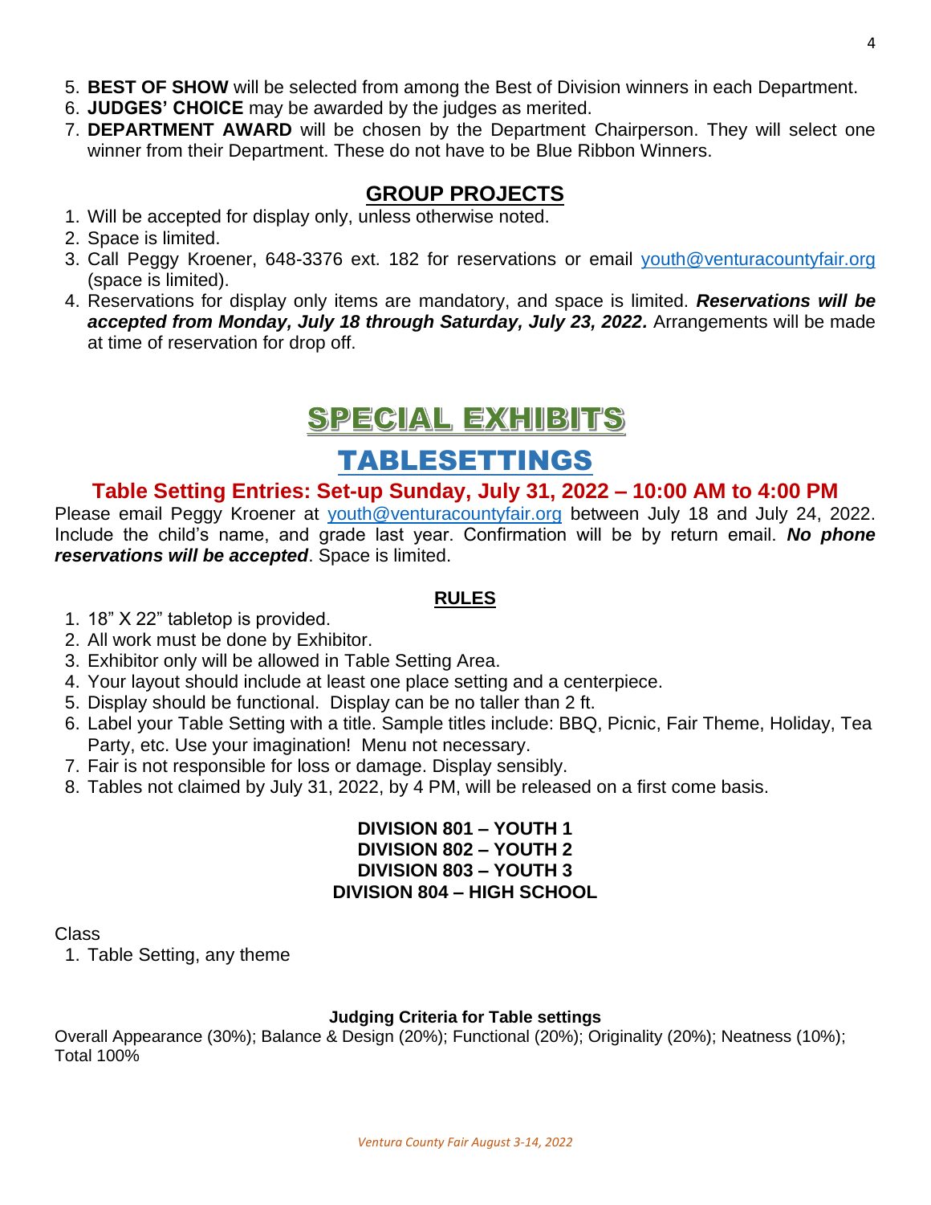5. **BEST OF SHOW** will be selected from among the Best of Division winners in each Department.
6. **JUDGES' CHOICE** may be awarded by the judges as merited.
7. **DEPARTMENT AWARD** will be chosen by the Department Chairperson. They will select one winner from their Department. These do not have to be Blue Ribbon Winners.

## GROUP PROJECTS

1. Will be accepted for display only, unless otherwise noted.
2. Space is limited.
3. Call Peggy Kroener, 648-3376 ext. 182 for reservations or email youth@venturacountyfair.org (space is limited).
4. Reservations for display only items are mandatory, and space is limited. ***Reservations will be accepted from Monday, July 18 through Saturday, July 23, 2022.*** Arrangements will be made at time of reservation for drop off.

# SPECIAL EXHIBITS

## TABLESETTINGS

### Table Setting Entries: Set-up Sunday, July 31, 2022 – 10:00 AM to 4:00 PM

Please email Peggy Kroener at youth@venturacountyfair.org between July 18 and July 24, 2022. Include the child's name, and grade last year. Confirmation will be by return email. ***No phone reservations will be accepted***. Space is limited.

### RULES

1. 18" X 22" tabletop is provided.
2. All work must be done by Exhibitor.
3. Exhibitor only will be allowed in Table Setting Area.
4. Your layout should include at least one place setting and a centerpiece.
5. Display should be functional. Display can be no taller than 2 ft.
6. Label your Table Setting with a title. Sample titles include: BBQ, Picnic, Fair Theme, Holiday, Tea Party, etc. Use your imagination! Menu not necessary.
7. Fair is not responsible for loss or damage. Display sensibly.
8. Tables not claimed by July 31, 2022, by 4 PM, will be released on a first come basis.

**DIVISION 801 – YOUTH 1**
**DIVISION 802 – YOUTH 2**
**DIVISION 803 – YOUTH 3**
**DIVISION 804 – HIGH SCHOOL**

Class

1. Table Setting, any theme

**Judging Criteria for Table settings**

Overall Appearance (30%); Balance & Design (20%); Functional (20%); Originality (20%); Neatness (10%); Total 100%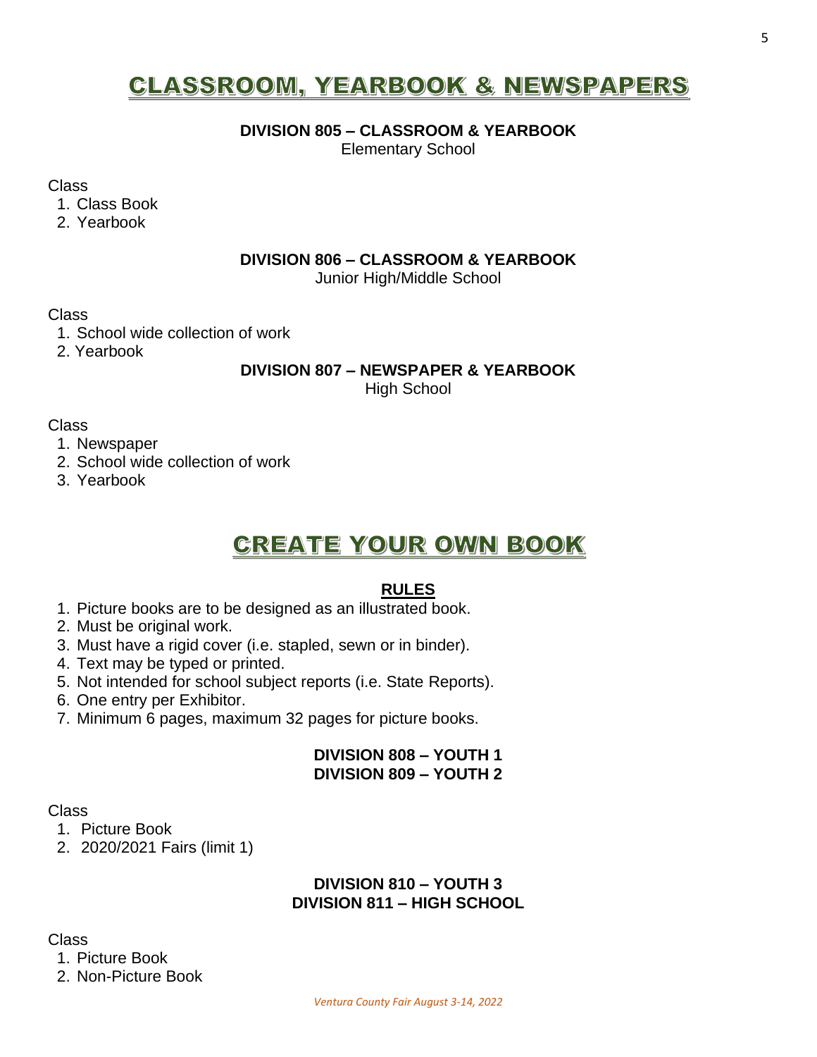# CLASSROOM, YEARBOOK & NEWSPAPERS

**DIVISION 805 – CLASSROOM & YEARBOOK**
Elementary School

Class
1. Class Book
2. Yearbook

**DIVISION 806 – CLASSROOM & YEARBOOK**
Junior High/Middle School

Class
1. School wide collection of work
2. Yearbook

**DIVISION 807 – NEWSPAPER & YEARBOOK**
High School

Class
1. Newspaper
2. School wide collection of work
3. Yearbook

# CREATE YOUR OWN BOOK

**RULES**

1. Picture books are to be designed as an illustrated book.
2. Must be original work.
3. Must have a rigid cover (i.e. stapled, sewn or in binder).
4. Text may be typed or printed.
5. Not intended for school subject reports (i.e. State Reports).
6. One entry per Exhibitor.
7. Minimum 6 pages, maximum 32 pages for picture books.

**DIVISION 808 – YOUTH 1**
**DIVISION 809 – YOUTH 2**

Class
1. Picture Book
2. 2020/2021 Fairs (limit 1)

**DIVISION 810 – YOUTH 3**
**DIVISION 811 – HIGH SCHOOL**

Class
1. Picture Book
2. Non-Picture Book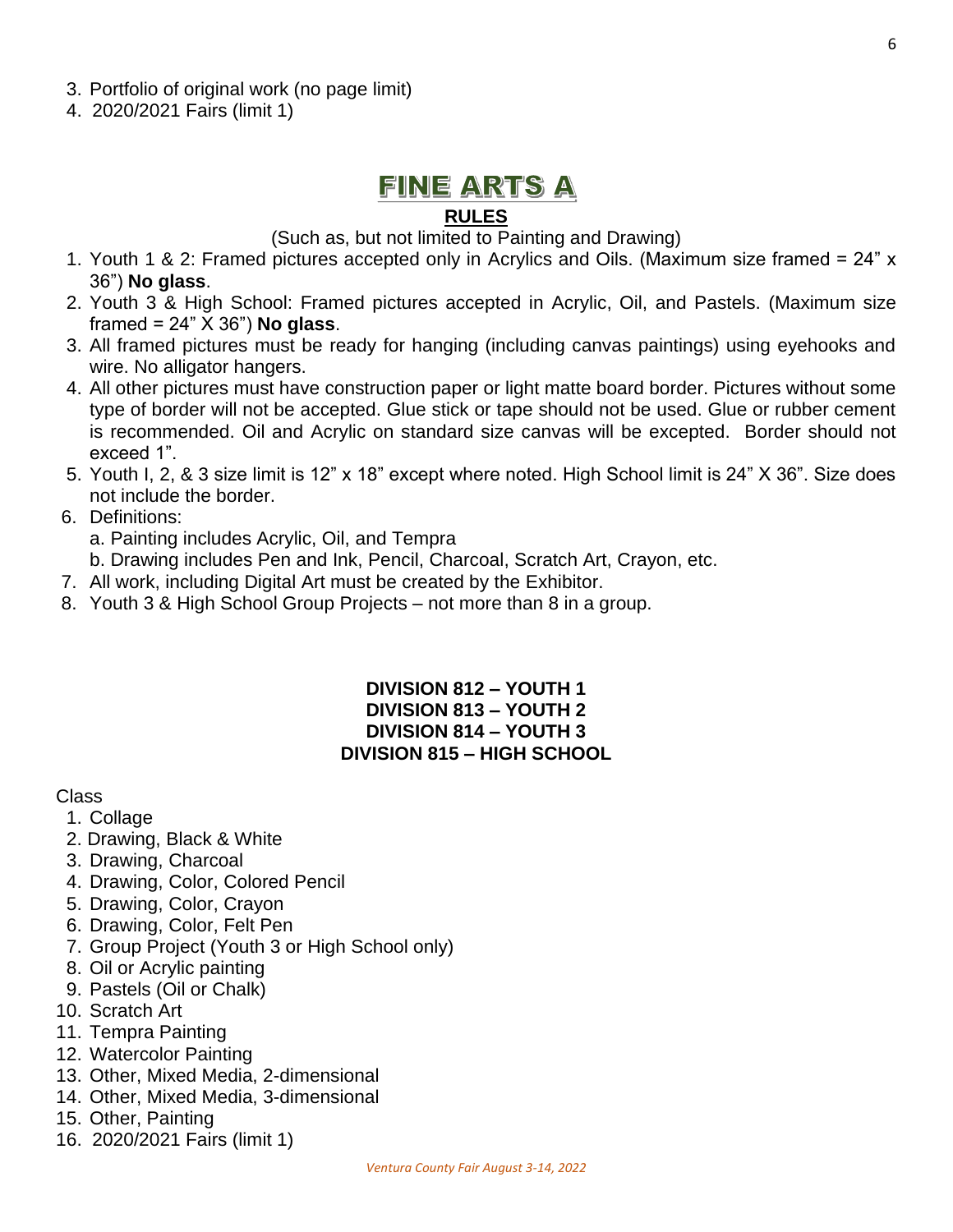3. Portfolio of original work (no page limit)
4. 2020/2021 Fairs (limit 1)

# FINE ARTS A

## RULES

(Such as, but not limited to Painting and Drawing)

1. Youth 1 & 2: Framed pictures accepted only in Acrylics and Oils. (Maximum size framed = 24" x 36") **No glass**.
2. Youth 3 & High School: Framed pictures accepted in Acrylic, Oil, and Pastels. (Maximum size framed = 24" X 36") **No glass**.
3. All framed pictures must be ready for hanging (including canvas paintings) using eyehooks and wire. No alligator hangers.
4. All other pictures must have construction paper or light matte board border. Pictures without some type of border will not be accepted. Glue stick or tape should not be used. Glue or rubber cement is recommended. Oil and Acrylic on standard size canvas will be excepted. Border should not exceed 1".
5. Youth I, 2, & 3 size limit is 12" x 18" except where noted. High School limit is 24" X 36". Size does not include the border.
6. Definitions:
   a. Painting includes Acrylic, Oil, and Tempra
   b. Drawing includes Pen and Ink, Pencil, Charcoal, Scratch Art, Crayon, etc.
7. All work, including Digital Art must be created by the Exhibitor.
8. Youth 3 & High School Group Projects – not more than 8 in a group.

**DIVISION 812 – YOUTH 1**
**DIVISION 813 – YOUTH 2**
**DIVISION 814 – YOUTH 3**
**DIVISION 815 – HIGH SCHOOL**

Class

1. Collage
2. Drawing, Black & White
3. Drawing, Charcoal
4. Drawing, Color, Colored Pencil
5. Drawing, Color, Crayon
6. Drawing, Color, Felt Pen
7. Group Project (Youth 3 or High School only)
8. Oil or Acrylic painting
9. Pastels (Oil or Chalk)
10. Scratch Art
11. Tempra Painting
12. Watercolor Painting
13. Other, Mixed Media, 2-dimensional
14. Other, Mixed Media, 3-dimensional
15. Other, Painting
16. 2020/2021 Fairs (limit 1)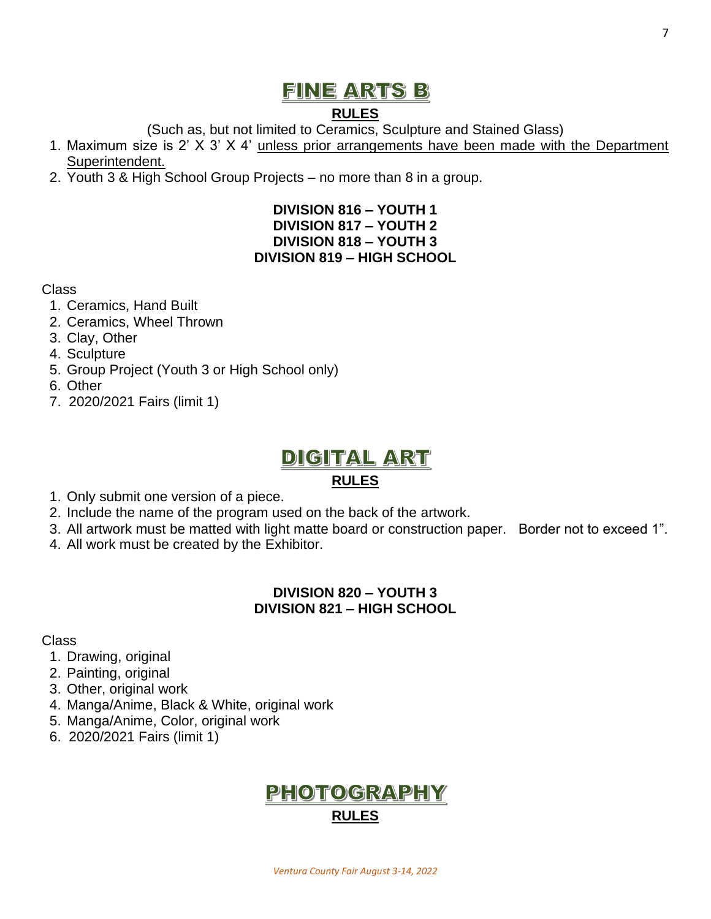# FINE ARTS B

## RULES

(Such as, but not limited to Ceramics, Sculpture and Stained Glass)

1. Maximum size is 2' X 3' X 4' unless prior arrangements have been made with the Department Superintendent.
2. Youth 3 & High School Group Projects – no more than 8 in a group.

**DIVISION 816 – YOUTH 1**
**DIVISION 817 – YOUTH 2**
**DIVISION 818 – YOUTH 3**
**DIVISION 819 – HIGH SCHOOL**

Class

1. Ceramics, Hand Built
2. Ceramics, Wheel Thrown
3. Clay, Other
4. Sculpture
5. Group Project (Youth 3 or High School only)
6. Other
7. 2020/2021 Fairs (limit 1)

# DIGITAL ART

## RULES

1. Only submit one version of a piece.
2. Include the name of the program used on the back of the artwork.
3. All artwork must be matted with light matte board or construction paper. Border not to exceed 1".
4. All work must be created by the Exhibitor.

**DIVISION 820 – YOUTH 3**
**DIVISION 821 – HIGH SCHOOL**

Class

1. Drawing, original
2. Painting, original
3. Other, original work
4. Manga/Anime, Black & White, original work
5. Manga/Anime, Color, original work
6. 2020/2021 Fairs (limit 1)

# PHOTOGRAPHY

## RULES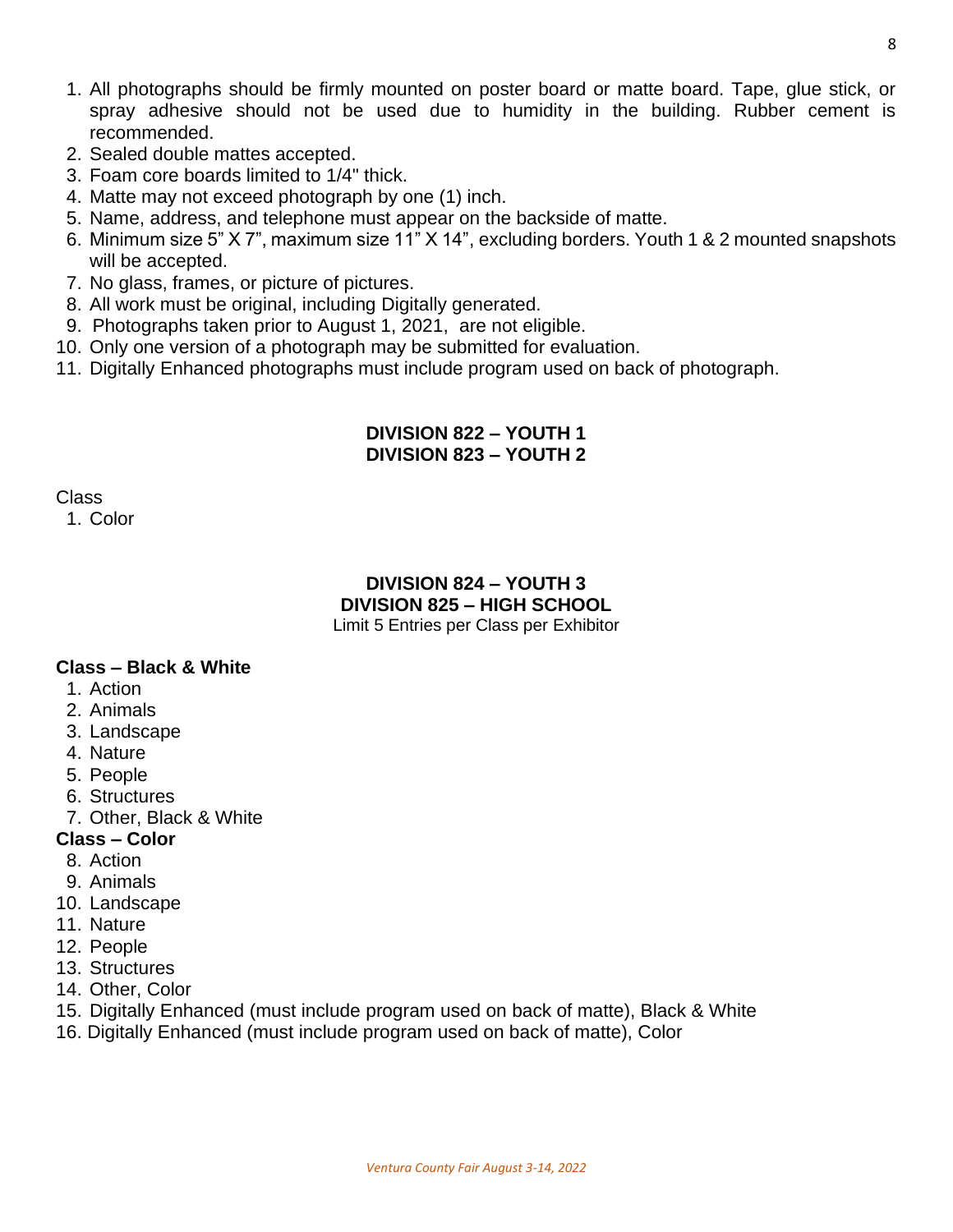1. All photographs should be firmly mounted on poster board or matte board. Tape, glue stick, or spray adhesive should not be used due to humidity in the building. Rubber cement is recommended.
2. Sealed double mattes accepted.
3. Foam core boards limited to 1/4" thick.
4. Matte may not exceed photograph by one (1) inch.
5. Name, address, and telephone must appear on the backside of matte.
6. Minimum size 5" X 7", maximum size 11" X 14", excluding borders. Youth 1 & 2 mounted snapshots will be accepted.
7. No glass, frames, or picture of pictures.
8. All work must be original, including Digitally generated.
9. Photographs taken prior to August 1, 2021, are not eligible.
10. Only one version of a photograph may be submitted for evaluation.
11. Digitally Enhanced photographs must include program used on back of photograph.

**DIVISION 822 – YOUTH 1**
**DIVISION 823 – YOUTH 2**

Class

1. Color

**DIVISION 824 – YOUTH 3**
**DIVISION 825 – HIGH SCHOOL**

Limit 5 Entries per Class per Exhibitor

**Class – Black & White**

1. Action
2. Animals
3. Landscape
4. Nature
5. People
6. Structures
7. Other, Black & White

**Class – Color**

8. Action
9. Animals
10. Landscape
11. Nature
12. People
13. Structures
14. Other, Color
15. Digitally Enhanced (must include program used on back of matte), Black & White
16. Digitally Enhanced (must include program used on back of matte), Color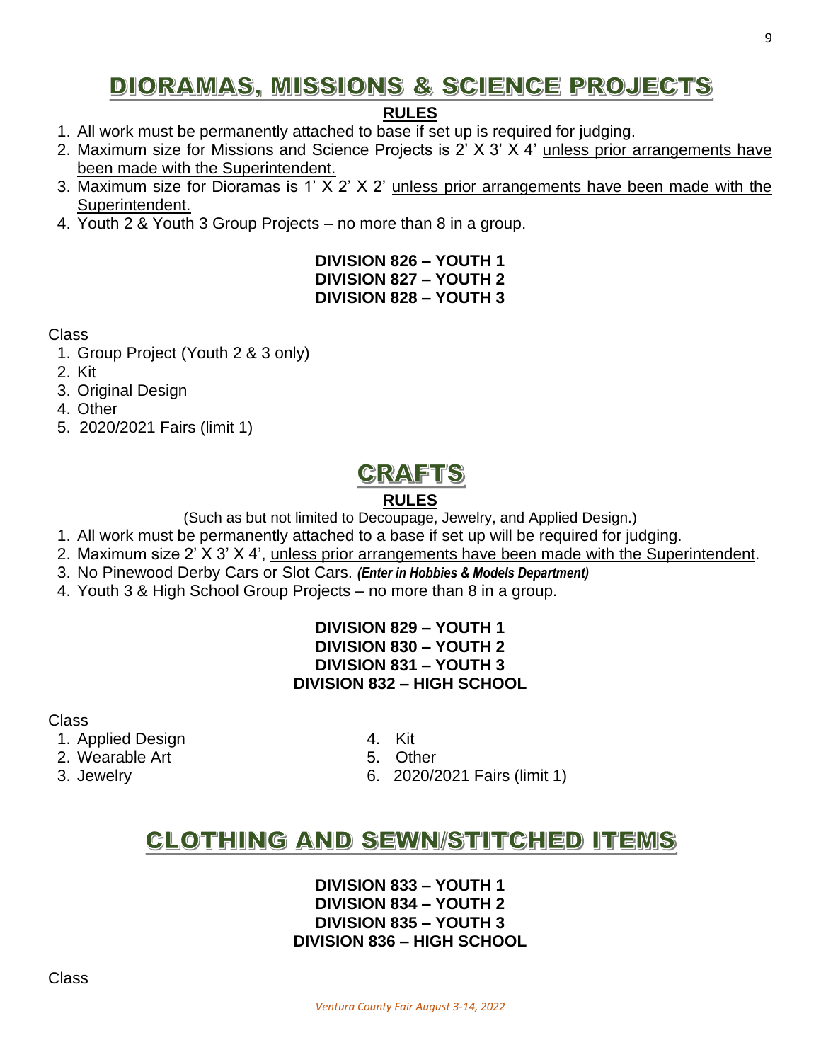# DIORAMAS, MISSIONS & SCIENCE PROJECTS

**RULES**

1. All work must be permanently attached to base if set up is required for judging.
2. Maximum size for Missions and Science Projects is 2' X 3' X 4' unless prior arrangements have been made with the Superintendent.
3. Maximum size for Dioramas is 1' X 2' X 2' unless prior arrangements have been made with the Superintendent.
4. Youth 2 & Youth 3 Group Projects – no more than 8 in a group.

**DIVISION 826 – YOUTH 1**
**DIVISION 827 – YOUTH 2**
**DIVISION 828 – YOUTH 3**

Class

1. Group Project (Youth 2 & 3 only)
2. Kit
3. Original Design
4. Other
5. 2020/2021 Fairs (limit 1)

# CRAFTS

**RULES**

(Such as but not limited to Decoupage, Jewelry, and Applied Design.)

1. All work must be permanently attached to a base if set up will be required for judging.
2. Maximum size 2' X 3' X 4', unless prior arrangements have been made with the Superintendent.
3. No Pinewood Derby Cars or Slot Cars. ***(Enter in Hobbies & Models Department)***
4. Youth 3 & High School Group Projects – no more than 8 in a group.

**DIVISION 829 – YOUTH 1**
**DIVISION 830 – YOUTH 2**
**DIVISION 831 – YOUTH 3**
**DIVISION 832 – HIGH SCHOOL**

Class

1. Applied Design
2. Wearable Art
3. Jewelry
4. Kit
5. Other
6. 2020/2021 Fairs (limit 1)

# CLOTHING AND SEWN/STITCHED ITEMS

**DIVISION 833 – YOUTH 1**
**DIVISION 834 – YOUTH 2**
**DIVISION 835 – YOUTH 3**
**DIVISION 836 – HIGH SCHOOL**

Class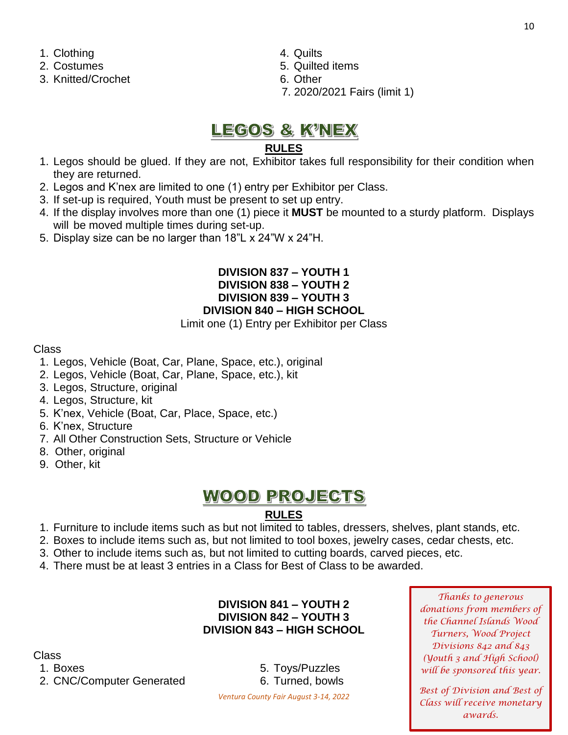1. Clothing
2. Costumes
3. Knitted/Crochet
4. Quilts
5. Quilted items
6. Other
7. 2020/2021 Fairs (limit 1)

# LEGOS & K'NEX

## RULES

1. Legos should be glued. If they are not, Exhibitor takes full responsibility for their condition when they are returned.
2. Legos and K'nex are limited to one (1) entry per Exhibitor per Class.
3. If set-up is required, Youth must be present to set up entry.
4. If the display involves more than one (1) piece it **MUST** be mounted to a sturdy platform. Displays will be moved multiple times during set-up.
5. Display size can be no larger than 18"L x 24"W x 24"H.

**DIVISION 837 – YOUTH 1**
**DIVISION 838 – YOUTH 2**
**DIVISION 839 – YOUTH 3**
**DIVISION 840 – HIGH SCHOOL**

Limit one (1) Entry per Exhibitor per Class

Class

1. Legos, Vehicle (Boat, Car, Plane, Space, etc.), original
2. Legos, Vehicle (Boat, Car, Plane, Space, etc.), kit
3. Legos, Structure, original
4. Legos, Structure, kit
5. K'nex, Vehicle (Boat, Car, Place, Space, etc.)
6. K'nex, Structure
7. All Other Construction Sets, Structure or Vehicle
8. Other, original
9. Other, kit

# WOOD PROJECTS

## RULES

1. Furniture to include items such as but not limited to tables, dressers, shelves, plant stands, etc.
2. Boxes to include items such as, but not limited to tool boxes, jewelry cases, cedar chests, etc.
3. Other to include items such as, but not limited to cutting boards, carved pieces, etc.
4. There must be at least 3 entries in a Class for Best of Class to be awarded.

**DIVISION 841 – YOUTH 2**
**DIVISION 842 – YOUTH 3**
**DIVISION 843 – HIGH SCHOOL**

Class

1. Boxes
2. CNC/Computer Generated
5. Toys/Puzzles
6. Turned, bowls

*Thanks to generous donations from members of the Channel Islands Wood Turners, Wood Project Divisions 842 and 843 (Youth 3 and High School) will be sponsored this year.*

*Best of Division and Best of Class will receive monetary awards.*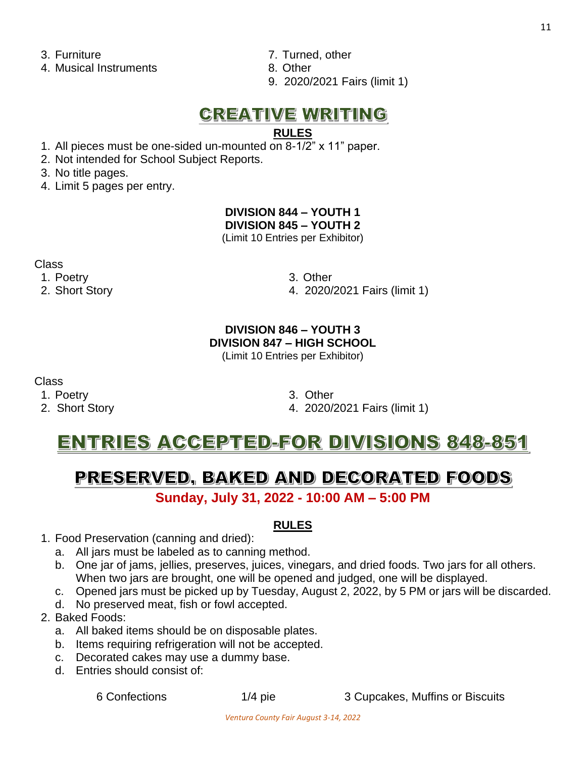3. Furniture
4. Musical Instruments
7. Turned, other
8. Other
9. 2020/2021 Fairs (limit 1)

# CREATIVE WRITING

**RULES**

1. All pieces must be one-sided un-mounted on 8-1/2" x 11" paper.
2. Not intended for School Subject Reports.
3. No title pages.
4. Limit 5 pages per entry.

**DIVISION 844 – YOUTH 1**
**DIVISION 845 – YOUTH 2**
(Limit 10 Entries per Exhibitor)

Class
1. Poetry
2. Short Story
3. Other
4. 2020/2021 Fairs (limit 1)

**DIVISION 846 – YOUTH 3**
**DIVISION 847 – HIGH SCHOOL**
(Limit 10 Entries per Exhibitor)

Class
1. Poetry
2. Short Story
3. Other
4. 2020/2021 Fairs (limit 1)

# ENTRIES ACCEPTED-FOR DIVISIONS 848-851

# PRESERVED, BAKED AND DECORATED FOODS

**Sunday, July 31, 2022 - 10:00 AM – 5:00 PM**

**RULES**

1. Food Preservation (canning and dried):
   a. All jars must be labeled as to canning method.
   b. One jar of jams, jellies, preserves, juices, vinegars, and dried foods. Two jars for all others. When two jars are brought, one will be opened and judged, one will be displayed.
   c. Opened jars must be picked up by Tuesday, August 2, 2022, by 5 PM or jars will be discarded.
   d. No preserved meat, fish or fowl accepted.
2. Baked Foods:
   a. All baked items should be on disposable plates.
   b. Items requiring refrigeration will not be accepted.
   c. Decorated cakes may use a dummy base.
   d. Entries should consist of:

6 Confections　　1/4 pie　　3 Cupcakes, Muffins or Biscuits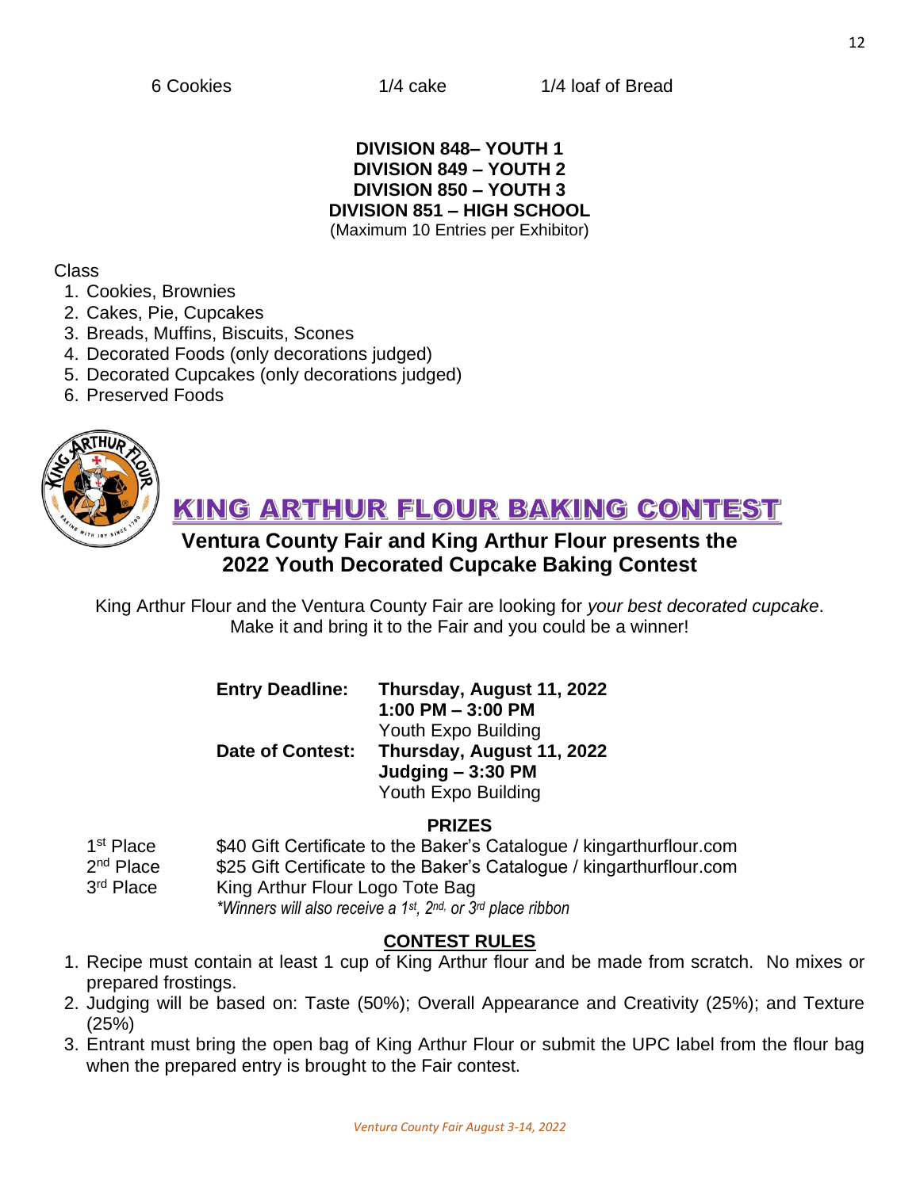6 Cookies 1/4 cake 1/4 loaf of Bread

**DIVISION 848– YOUTH 1**
**DIVISION 849 – YOUTH 2**
**DIVISION 850 – YOUTH 3**
**DIVISION 851 – HIGH SCHOOL**
(Maximum 10 Entries per Exhibitor)

Class

1. Cookies, Brownies
2. Cakes, Pie, Cupcakes
3. Breads, Muffins, Biscuits, Scones
4. Decorated Foods (only decorations judged)
5. Decorated Cupcakes (only decorations judged)
6. Preserved Foods

# KING ARTHUR FLOUR BAKING CONTEST

## Ventura County Fair and King Arthur Flour presents the 2022 Youth Decorated Cupcake Baking Contest

King Arthur Flour and the Ventura County Fair are looking for *your best decorated cupcake*. Make it and bring it to the Fair and you could be a winner!

**Entry Deadline:** **Thursday, August 11, 2022**
**1:00 PM – 3:00 PM**
Youth Expo Building

**Date of Contest:** **Thursday, August 11, 2022**
**Judging – 3:30 PM**
Youth Expo Building

### PRIZES

1st Place — $40 Gift Certificate to the Baker's Catalogue / kingarthurflour.com
2nd Place — $25 Gift Certificate to the Baker's Catalogue / kingarthurflour.com
3rd Place — King Arthur Flour Logo Tote Bag

*\*Winners will also receive a 1st, 2nd, or 3rd place ribbon*

### CONTEST RULES

1. Recipe must contain at least 1 cup of King Arthur flour and be made from scratch. No mixes or prepared frostings.
2. Judging will be based on: Taste (50%); Overall Appearance and Creativity (25%); and Texture (25%)
3. Entrant must bring the open bag of King Arthur Flour or submit the UPC label from the flour bag when the prepared entry is brought to the Fair contest.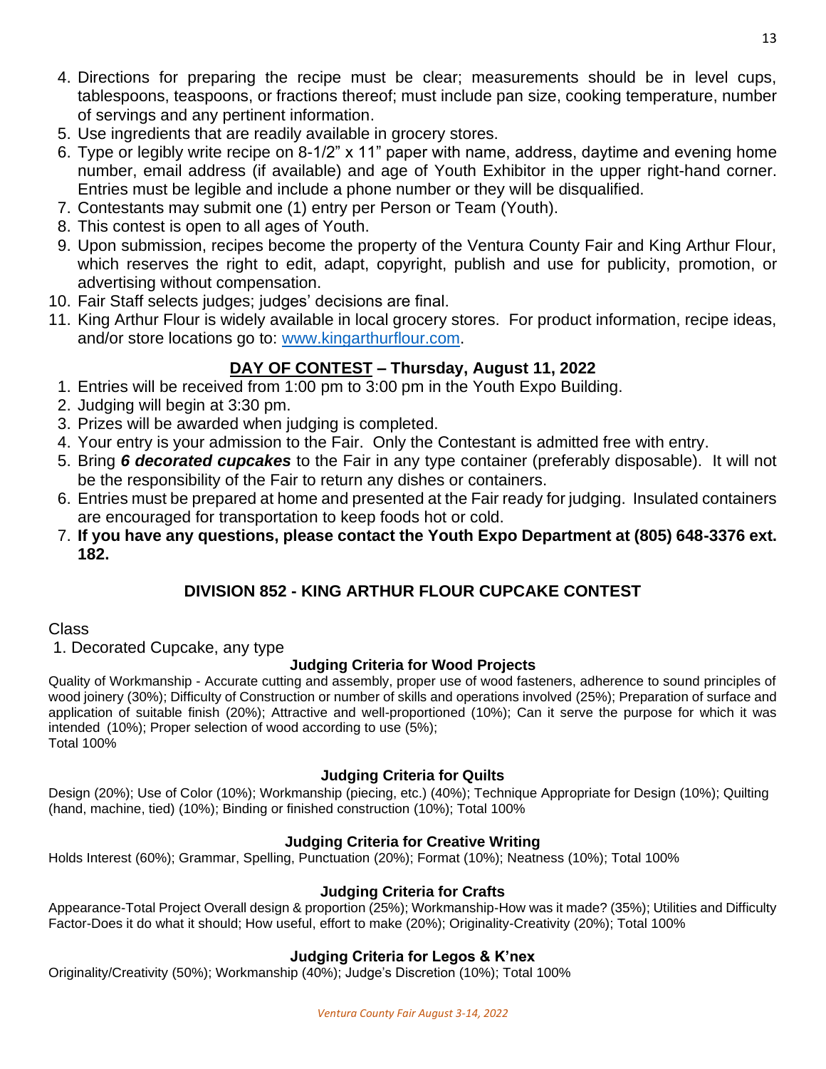4. Directions for preparing the recipe must be clear; measurements should be in level cups, tablespoons, teaspoons, or fractions thereof; must include pan size, cooking temperature, number of servings and any pertinent information.
5. Use ingredients that are readily available in grocery stores.
6. Type or legibly write recipe on 8-1/2" x 11" paper with name, address, daytime and evening home number, email address (if available) and age of Youth Exhibitor in the upper right-hand corner. Entries must be legible and include a phone number or they will be disqualified.
7. Contestants may submit one (1) entry per Person or Team (Youth).
8. This contest is open to all ages of Youth.
9. Upon submission, recipes become the property of the Ventura County Fair and King Arthur Flour, which reserves the right to edit, adapt, copyright, publish and use for publicity, promotion, or advertising without compensation.
10. Fair Staff selects judges; judges' decisions are final.
11. King Arthur Flour is widely available in local grocery stores. For product information, recipe ideas, and/or store locations go to: www.kingarthurflour.com.

## DAY OF CONTEST – Thursday, August 11, 2022

1. Entries will be received from 1:00 pm to 3:00 pm in the Youth Expo Building.
2. Judging will begin at 3:30 pm.
3. Prizes will be awarded when judging is completed.
4. Your entry is your admission to the Fair. Only the Contestant is admitted free with entry.
5. Bring ***6 decorated cupcakes*** to the Fair in any type container (preferably disposable). It will not be the responsibility of the Fair to return any dishes or containers.
6. Entries must be prepared at home and presented at the Fair ready for judging. Insulated containers are encouraged for transportation to keep foods hot or cold.
7. **If you have any questions, please contact the Youth Expo Department at (805) 648-3376 ext. 182.**

## DIVISION 852 - KING ARTHUR FLOUR CUPCAKE CONTEST

Class

1. Decorated Cupcake, any type

### Judging Criteria for Wood Projects

Quality of Workmanship - Accurate cutting and assembly, proper use of wood fasteners, adherence to sound principles of wood joinery (30%); Difficulty of Construction or number of skills and operations involved (25%); Preparation of surface and application of suitable finish (20%); Attractive and well-proportioned (10%); Can it serve the purpose for which it was intended (10%); Proper selection of wood according to use (5%);
Total 100%

### Judging Criteria for Quilts

Design (20%); Use of Color (10%); Workmanship (piecing, etc.) (40%); Technique Appropriate for Design (10%); Quilting (hand, machine, tied) (10%); Binding or finished construction (10%); Total 100%

### Judging Criteria for Creative Writing

Holds Interest (60%); Grammar, Spelling, Punctuation (20%); Format (10%); Neatness (10%); Total 100%

### Judging Criteria for Crafts

Appearance-Total Project Overall design & proportion (25%); Workmanship-How was it made? (35%); Utilities and Difficulty Factor-Does it do what it should; How useful, effort to make (20%); Originality-Creativity (20%); Total 100%

### Judging Criteria for Legos & K'nex

Originality/Creativity (50%); Workmanship (40%); Judge's Discretion (10%); Total 100%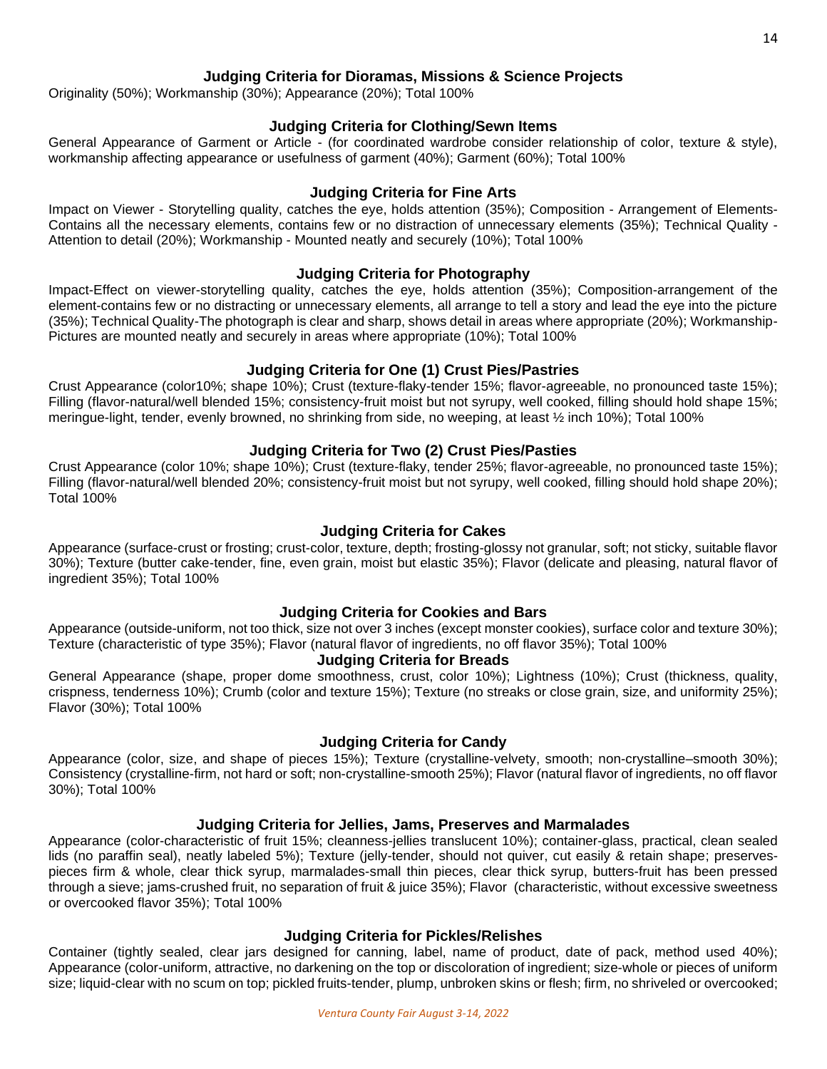### Judging Criteria for Dioramas, Missions & Science Projects

Originality (50%); Workmanship (30%); Appearance (20%); Total 100%

### Judging Criteria for Clothing/Sewn Items

General Appearance of Garment or Article - (for coordinated wardrobe consider relationship of color, texture & style), workmanship affecting appearance or usefulness of garment (40%); Garment (60%); Total 100%

### Judging Criteria for Fine Arts

Impact on Viewer - Storytelling quality, catches the eye, holds attention (35%); Composition - Arrangement of Elements-Contains all the necessary elements, contains few or no distraction of unnecessary elements (35%); Technical Quality - Attention to detail (20%); Workmanship - Mounted neatly and securely (10%); Total 100%

### Judging Criteria for Photography

Impact-Effect on viewer-storytelling quality, catches the eye, holds attention (35%); Composition-arrangement of the element-contains few or no distracting or unnecessary elements, all arrange to tell a story and lead the eye into the picture (35%); Technical Quality-The photograph is clear and sharp, shows detail in areas where appropriate (20%); Workmanship-Pictures are mounted neatly and securely in areas where appropriate (10%); Total 100%

### Judging Criteria for One (1) Crust Pies/Pastries

Crust Appearance (color10%; shape 10%); Crust (texture-flaky-tender 15%; flavor-agreeable, no pronounced taste 15%); Filling (flavor-natural/well blended 15%; consistency-fruit moist but not syrupy, well cooked, filling should hold shape 15%; meringue-light, tender, evenly browned, no shrinking from side, no weeping, at least ½ inch 10%); Total 100%

### Judging Criteria for Two (2) Crust Pies/Pasties

Crust Appearance (color 10%; shape 10%); Crust (texture-flaky, tender 25%; flavor-agreeable, no pronounced taste 15%); Filling (flavor-natural/well blended 20%; consistency-fruit moist but not syrupy, well cooked, filling should hold shape 20%); Total 100%

### Judging Criteria for Cakes

Appearance (surface-crust or frosting; crust-color, texture, depth; frosting-glossy not granular, soft; not sticky, suitable flavor 30%); Texture (butter cake-tender, fine, even grain, moist but elastic 35%); Flavor (delicate and pleasing, natural flavor of ingredient 35%); Total 100%

### Judging Criteria for Cookies and Bars

Appearance (outside-uniform, not too thick, size not over 3 inches (except monster cookies), surface color and texture 30%); Texture (characteristic of type 35%); Flavor (natural flavor of ingredients, no off flavor 35%); Total 100%

### Judging Criteria for Breads

General Appearance (shape, proper dome smoothness, crust, color 10%); Lightness (10%); Crust (thickness, quality, crispness, tenderness 10%); Crumb (color and texture 15%); Texture (no streaks or close grain, size, and uniformity 25%); Flavor (30%); Total 100%

### Judging Criteria for Candy

Appearance (color, size, and shape of pieces 15%); Texture (crystalline-velvety, smooth; non-crystalline–smooth 30%); Consistency (crystalline-firm, not hard or soft; non-crystalline-smooth 25%); Flavor (natural flavor of ingredients, no off flavor 30%); Total 100%

### Judging Criteria for Jellies, Jams, Preserves and Marmalades

Appearance (color-characteristic of fruit 15%; cleanness-jellies translucent 10%); container-glass, practical, clean sealed lids (no paraffin seal), neatly labeled 5%); Texture (jelly-tender, should not quiver, cut easily & retain shape; preserves-pieces firm & whole, clear thick syrup, marmalades-small thin pieces, clear thick syrup, butters-fruit has been pressed through a sieve; jams-crushed fruit, no separation of fruit & juice 35%); Flavor (characteristic, without excessive sweetness or overcooked flavor 35%); Total 100%

### Judging Criteria for Pickles/Relishes

Container (tightly sealed, clear jars designed for canning, label, name of product, date of pack, method used 40%); Appearance (color-uniform, attractive, no darkening on the top or discoloration of ingredient; size-whole or pieces of uniform size; liquid-clear with no scum on top; pickled fruits-tender, plump, unbroken skins or flesh; firm, no shriveled or overcooked;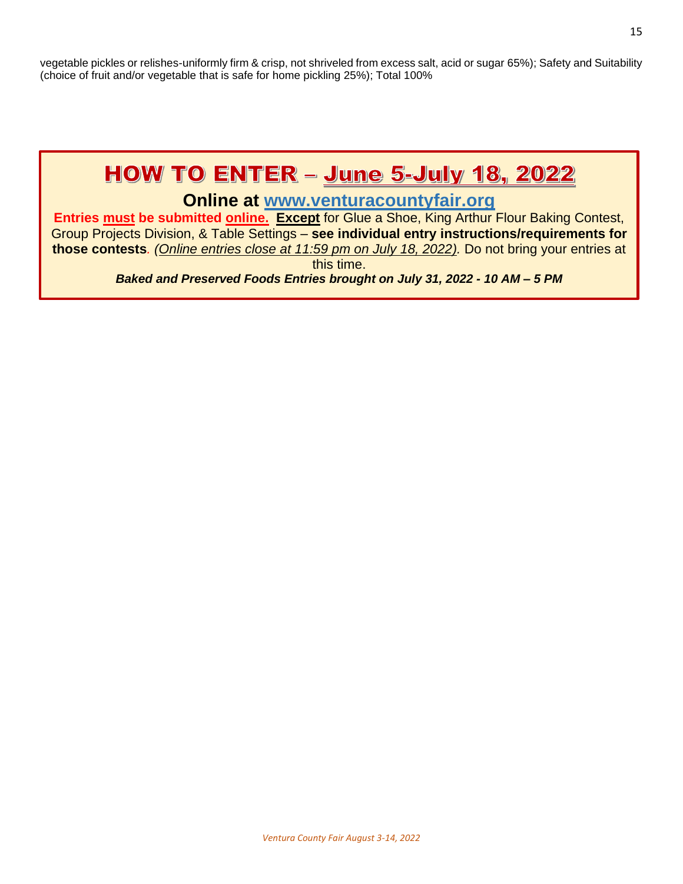vegetable pickles or relishes-uniformly firm & crisp, not shriveled from excess salt, acid or sugar 65%); Safety and Suitability (choice of fruit and/or vegetable that is safe for home pickling 25%); Total 100%

## HOW TO ENTER – June 5-July 18, 2022

### Online at www.venturacountyfair.org

**Entries must be submitted online.** **Except** for Glue a Shoe, King Arthur Flour Baking Contest, Group Projects Division, & Table Settings – **see individual entry instructions/requirements for those contests**. *(Online entries close at 11:59 pm on July 18, 2022).* Do not bring your entries at this time.

***Baked and Preserved Foods Entries brought on July 31, 2022 - 10 AM – 5 PM***